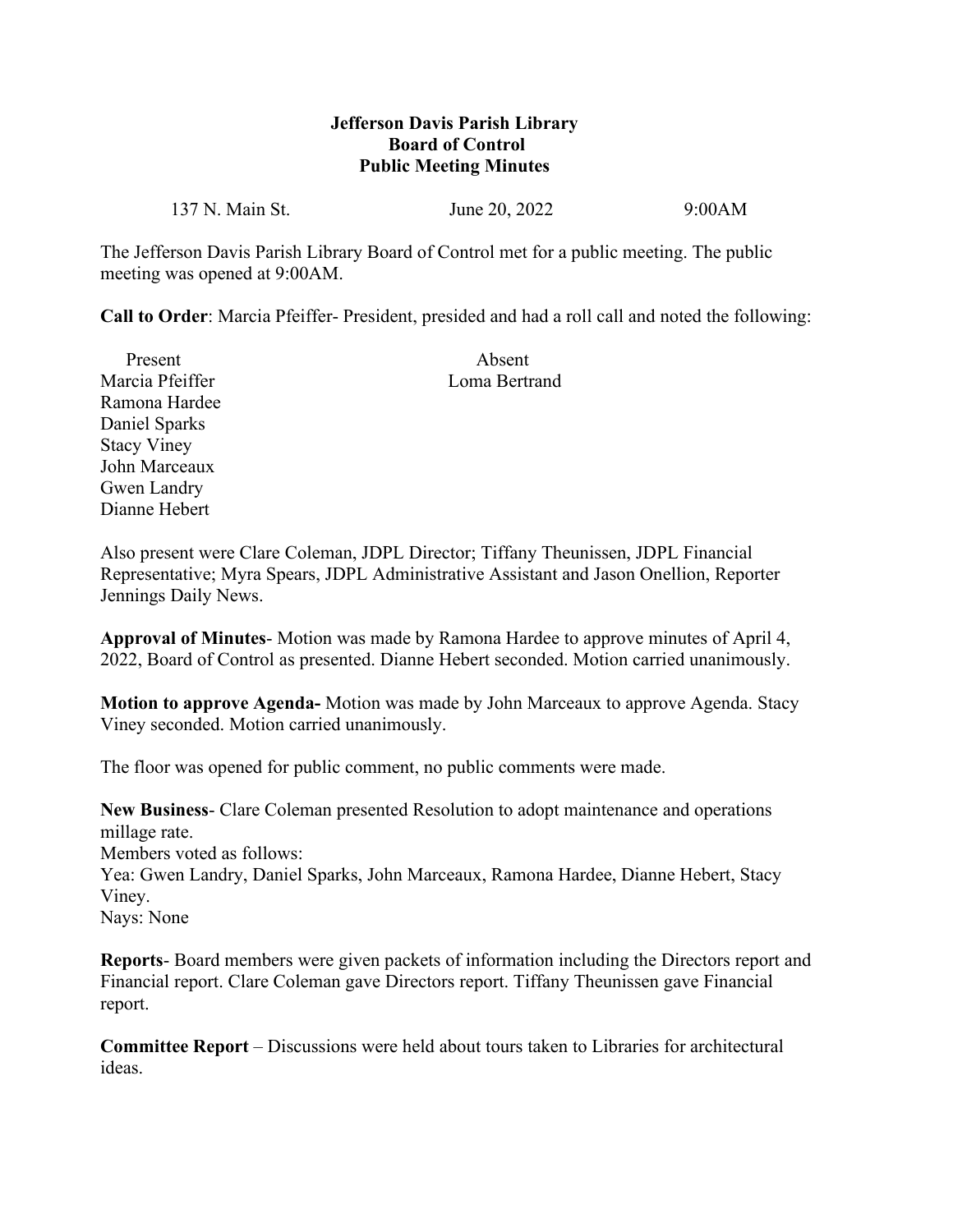# Jefferson Davis Parish Library
## Board of Control
## Public Meeting Minutes

137 N. Main St. June 20, 2022 9:00AM

The Jefferson Davis Parish Library Board of Control met for a public meeting. The public meeting was opened at 9:00AM.

**Call to Order**: Marcia Pfeiffer- President, presided and had a roll call and noted the following:

| Present | Absent |
| --- | --- |
| Marcia Pfeiffer | Loma Bertrand |
| Ramona Hardee | |
| Daniel Sparks | |
| Stacy Viney | |
| John Marceaux | |
| Gwen Landry | |
| Dianne Hebert | |

Also present were Clare Coleman, JDPL Director; Tiffany Theunissen, JDPL Financial Representative; Myra Spears, JDPL Administrative Assistant and Jason Onellion, Reporter Jennings Daily News.

**Approval of Minutes**- Motion was made by Ramona Hardee to approve minutes of April 4, 2022, Board of Control as presented. Dianne Hebert seconded. Motion carried unanimously.

**Motion to approve Agenda-** Motion was made by John Marceaux to approve Agenda. Stacy Viney seconded. Motion carried unanimously.

The floor was opened for public comment, no public comments were made.

**New Business**- Clare Coleman presented Resolution to adopt maintenance and operations millage rate.
Members voted as follows:
Yea: Gwen Landry, Daniel Sparks, John Marceaux, Ramona Hardee, Dianne Hebert, Stacy Viney.
Nays: None

**Reports**- Board members were given packets of information including the Directors report and Financial report. Clare Coleman gave Directors report. Tiffany Theunissen gave Financial report.

**Committee Report** – Discussions were held about tours taken to Libraries for architectural ideas.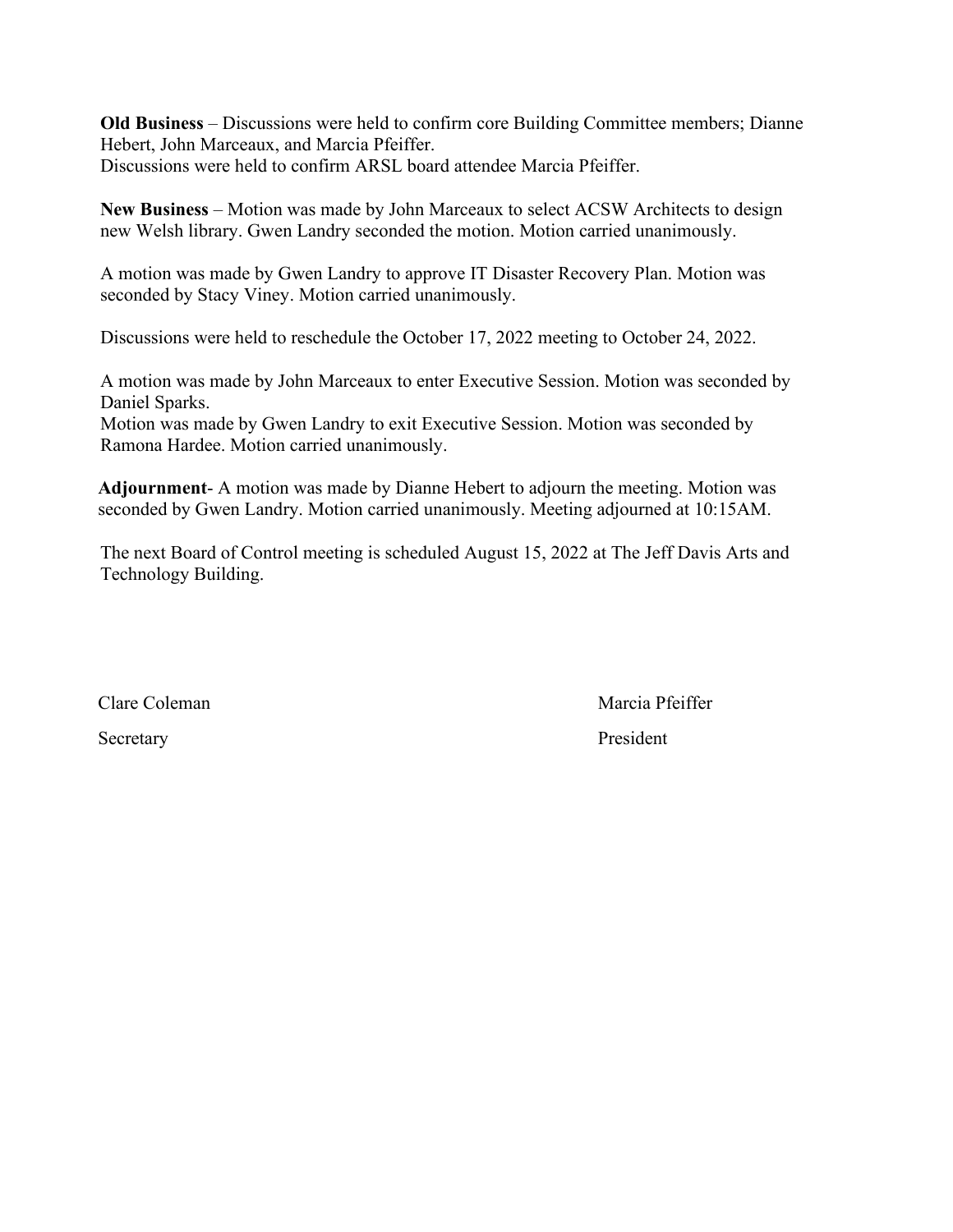**Old Business** – Discussions were held to confirm core Building Committee members; Dianne Hebert, John Marceaux, and Marcia Pfeiffer.
Discussions were held to confirm ARSL board attendee Marcia Pfeiffer.

**New Business** – Motion was made by John Marceaux to select ACSW Architects to design new Welsh library. Gwen Landry seconded the motion. Motion carried unanimously.

A motion was made by Gwen Landry to approve IT Disaster Recovery Plan. Motion was seconded by Stacy Viney. Motion carried unanimously.

Discussions were held to reschedule the October 17, 2022 meeting to October 24, 2022.

A motion was made by John Marceaux to enter Executive Session. Motion was seconded by Daniel Sparks.
Motion was made by Gwen Landry to exit Executive Session. Motion was seconded by Ramona Hardee. Motion carried unanimously.

**Adjournment**- A motion was made by Dianne Hebert to adjourn the meeting. Motion was seconded by Gwen Landry. Motion carried unanimously. Meeting adjourned at 10:15AM.

The next Board of Control meeting is scheduled August 15, 2022 at The Jeff Davis Arts and Technology Building.

Clare Coleman
Secretary

Marcia Pfeiffer
President